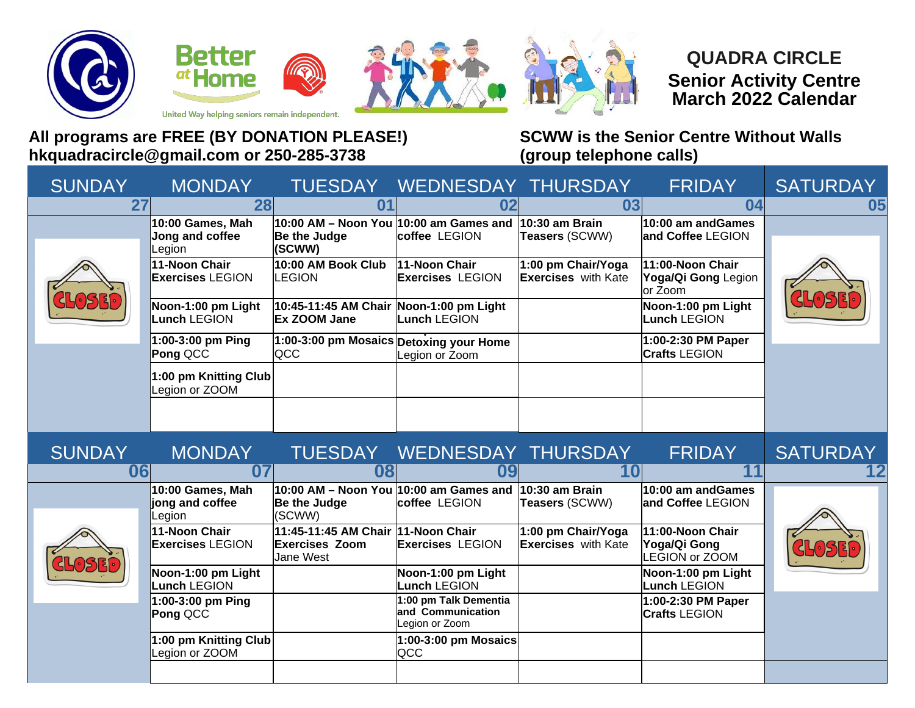# QUADRA CIRCLE
## Senior Activity Centre
## March 2022 Calendar

United Way helping seniors remain independent.

**All programs are FREE (BY DONATION PLEASE!)**
**hkquadracircle@gmail.com or 250-285-3738**

**SCWW is the Senior Centre Without Walls (group telephone calls)**

| SUNDAY | MONDAY | TUESDAY | WEDNESDAY | THURSDAY | FRIDAY | SATURDAY |
|---|---|---|---|---|---|---|
| 27 | 28 | 01 | 02 | 03 | 04 | 05 |
| CLOSED | **10:00 Games, Mah Jong and coffee** Legion | **10:00 AM – Noon You Be the Judge (SCWW)** | **10:00 am Games and coffee** LEGION | **10:30 am Brain Teasers** (SCWW) | **10:00 am andGames and Coffee** LEGION | CLOSED |
| | **11-Noon Chair Exercises** LEGION | **10:00 AM Book Club** LEGION | **11-Noon Chair Exercises** LEGION | **1:00 pm Chair/Yoga Exercises** with Kate | **11:00-Noon Chair Yoga/Qi Gong** Legion or Zoom | |
| | **Noon-1:00 pm Light Lunch** LEGION | **10:45-11:45 AM Chair Ex ZOOM Jane** | **Noon-1:00 pm Light Lunch** LEGION | | **Noon-1:00 pm Light Lunch** LEGION | |
| | **1:00-3:00 pm Ping Pong** QCC | **1:00-3:00 pm Mosaics** QCC | **Detoxing your Home** Legion or Zoom | | **1:00-2:30 PM Paper Crafts** LEGION | |
| | **1:00 pm Knitting Club** Legion or ZOOM | | | | | |
| SUNDAY | MONDAY | TUESDAY | WEDNESDAY | THURSDAY | FRIDAY | SATURDAY |
| 06 | 07 | 08 | 09 | 10 | 11 | 12 |
| CLOSED | **10:00 Games, Mah jong and coffee** Legion | **10:00 AM – Noon You Be the Judge** (SCWW) | **10:00 am Games and coffee** LEGION | **10:30 am Brain Teasers** (SCWW) | **10:00 am andGames and Coffee** LEGION | CLOSED |
| | **11-Noon Chair Exercises** LEGION | **11:45-11:45 AM Chair Exercises Zoom** Jane West | **11-Noon Chair Exercises** LEGION | **1:00 pm Chair/Yoga Exercises** with Kate | **11:00-Noon Chair Yoga/Qi Gong** LEGION or ZOOM | |
| | **Noon-1:00 pm Light Lunch** LEGION | | **Noon-1:00 pm Light Lunch** LEGION | | **Noon-1:00 pm Light Lunch** LEGION | |
| | **1:00-3:00 pm Ping Pong** QCC | | **1:00 pm Talk Dementia and Communication** Legion or Zoom | | **1:00-2:30 PM Paper Crafts** LEGION | |
| | **1:00 pm Knitting Club** Legion or ZOOM | | **1:00-3:00 pm Mosaics** QCC | | | |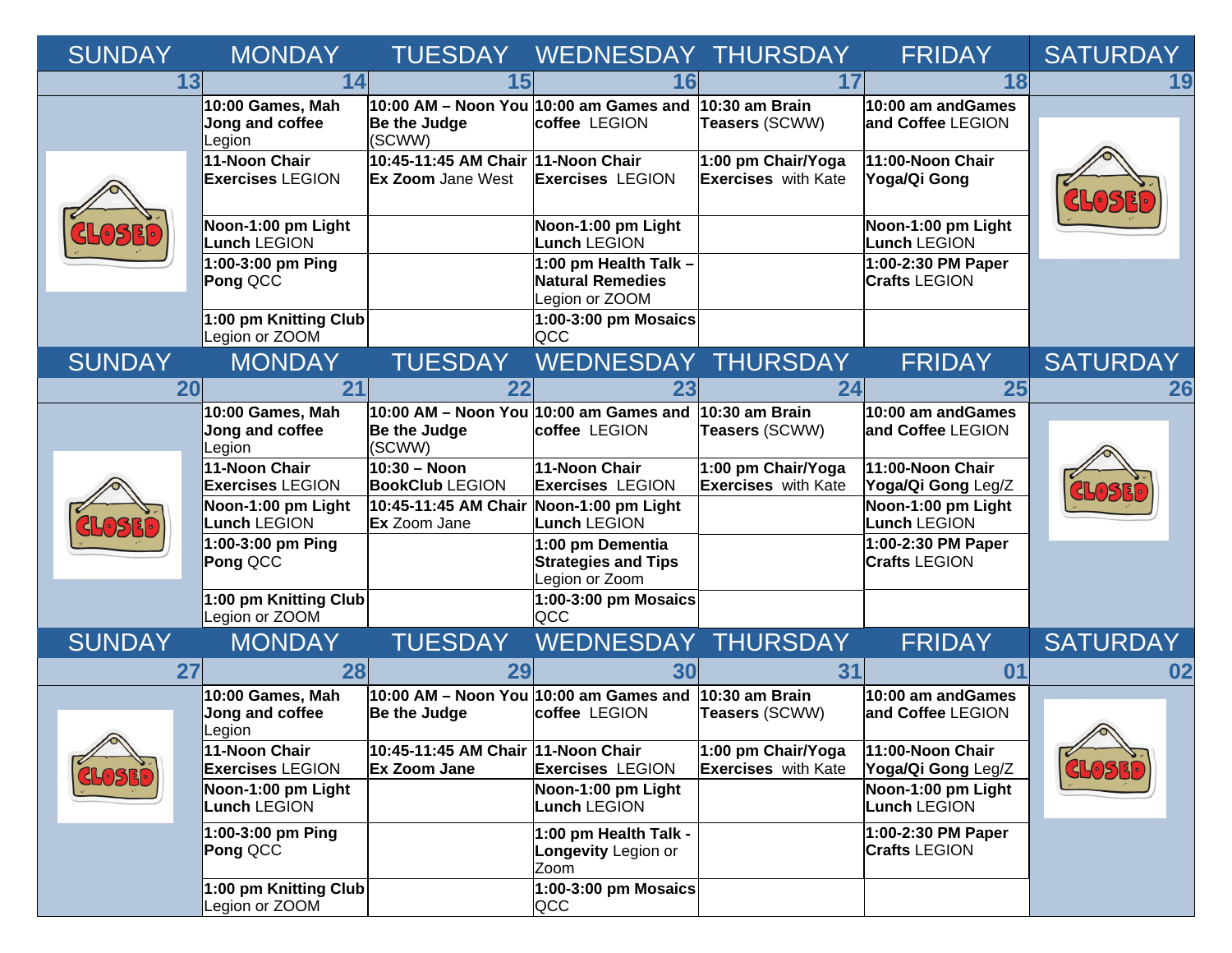| SUNDAY | MONDAY | TUESDAY | WEDNESDAY | THURSDAY | FRIDAY | SATURDAY |
|---|---|---|---|---|---|---|
| 13 | 14 | 15 | 16 | 17 | 18 | 19 |
| CLOSED | **10:00 Games, Mah Jong and coffee** Legion | **10:00 AM – Noon You Be the Judge** (SCWW) | **10:00 am Games and coffee** LEGION | **10:30 am Brain Teasers** (SCWW) | **10:00 am andGames and Coffee** LEGION | CLOSED |
| | **11-Noon Chair Exercises** LEGION | **10:45-11:45 AM Chair Ex Zoom** Jane West | **11-Noon Chair Exercises** LEGION | **1:00 pm Chair/Yoga Exercises** with Kate | **11:00-Noon Chair Yoga/Qi Gong** | |
| | **Noon-1:00 pm Light Lunch** LEGION | | **Noon-1:00 pm Light Lunch** LEGION | | **Noon-1:00 pm Light Lunch** LEGION | |
| | **1:00-3:00 pm Ping Pong** QCC | | **1:00 pm Health Talk – Natural Remedies** Legion or ZOOM | | **1:00-2:30 PM Paper Crafts** LEGION | |
| | **1:00 pm Knitting Club** Legion or ZOOM | | **1:00-3:00 pm Mosaics** QCC | | | |
| **SUNDAY** | **MONDAY** | **TUESDAY** | **WEDNESDAY** | **THURSDAY** | **FRIDAY** | **SATURDAY** |
| 20 | 21 | 22 | 23 | 24 | 25 | 26 |
| CLOSED | **10:00 Games, Mah Jong and coffee** Legion | **10:00 AM – Noon You Be the Judge** (SCWW) | **10:00 am Games and coffee** LEGION | **10:30 am Brain Teasers** (SCWW) | **10:00 am andGames and Coffee** LEGION | CLOSED |
| | **11-Noon Chair Exercises** LEGION | **10:30 – Noon BookClub** LEGION | **11-Noon Chair Exercises** LEGION | **1:00 pm Chair/Yoga Exercises** with Kate | **11:00-Noon Chair Yoga/Qi Gong** Leg/Z | |
| | **Noon-1:00 pm Light Lunch** LEGION | **10:45-11:45 AM Chair Ex** Zoom Jane | **Noon-1:00 pm Light Lunch** LEGION | | **Noon-1:00 pm Light Lunch** LEGION | |
| | **1:00-3:00 pm Ping Pong** QCC | | **1:00 pm Dementia Strategies and Tips** Legion or Zoom | | **1:00-2:30 PM Paper Crafts** LEGION | |
| | **1:00 pm Knitting Club** Legion or ZOOM | | **1:00-3:00 pm Mosaics** QCC | | | |
| **SUNDAY** | **MONDAY** | **TUESDAY** | **WEDNESDAY** | **THURSDAY** | **FRIDAY** | **SATURDAY** |
| 27 | 28 | 29 | 30 | 31 | 01 | 02 |
| CLOSED | **10:00 Games, Mah Jong and coffee** Legion | **10:00 AM – Noon You Be the Judge** | **10:00 am Games and coffee** LEGION | **10:30 am Brain Teasers** (SCWW) | **10:00 am andGames and Coffee** LEGION | CLOSED |
| | **11-Noon Chair Exercises** LEGION | **10:45-11:45 AM Chair Ex Zoom Jane** | **11-Noon Chair Exercises** LEGION | **1:00 pm Chair/Yoga Exercises** with Kate | **11:00-Noon Chair Yoga/Qi Gong** Leg/Z | |
| | **Noon-1:00 pm Light Lunch** LEGION | | **Noon-1:00 pm Light Lunch** LEGION | | **Noon-1:00 pm Light Lunch** LEGION | |
| | **1:00-3:00 pm Ping Pong** QCC | | **1:00 pm Health Talk - Longevity** Legion or Zoom | | **1:00-2:30 PM Paper Crafts** LEGION | |
| | **1:00 pm Knitting Club** Legion or ZOOM | | **1:00-3:00 pm Mosaics** QCC | | | |